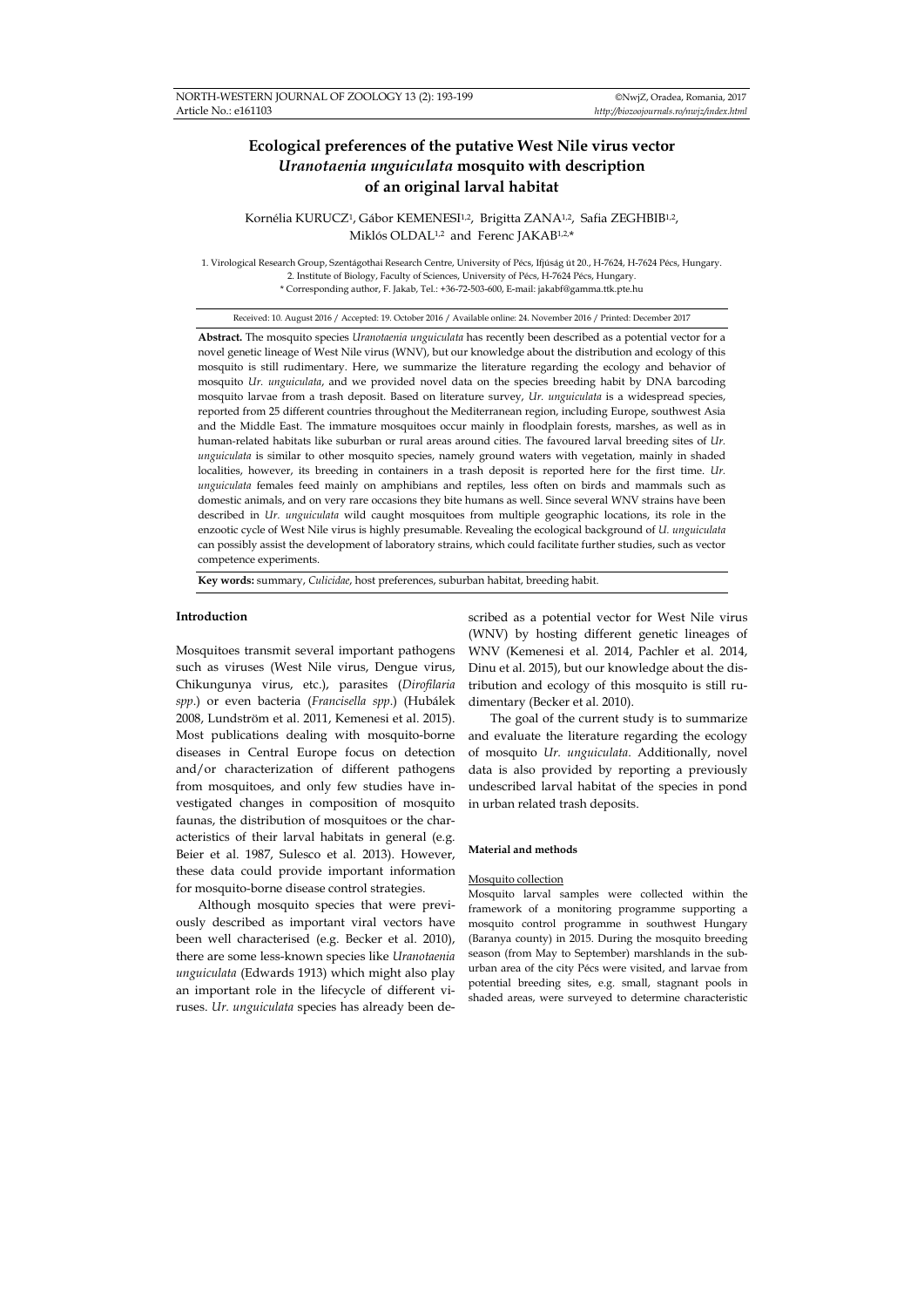# Ecological preferences of the putative West Nile virus vector *Uranotaenia unguiculata* mosquito with description of an original larval habitat

Kornélia KURUCZ[1], Gábor KEMENESI[1,2], Brigitta ZANA[1,2], Safia ZEGHBIB[1,2], Miklós OLDAL[1,2] and Ferenc JAKAB[1,2,*]

1. Virological Research Group, Szentágothai Research Centre, University of Pécs, Ifjúság út 20., H-7624, H-7624 Pécs, Hungary.
2. Institute of Biology, Faculty of Sciences, University of Pécs, H-7624 Pécs, Hungary.
\* Corresponding author, F. Jakab, Tel.: +36-72-503-600, E-mail: jakabf@gamma.ttk.pte.hu

Received: 10. August 2016 / Accepted: 19. October 2016 / Available online: 24. November 2016 / Printed: December 2017

**Abstract.** The mosquito species *Uranotaenia unguiculata* has recently been described as a potential vector for a novel genetic lineage of West Nile virus (WNV), but our knowledge about the distribution and ecology of this mosquito is still rudimentary. Here, we summarize the literature regarding the ecology and behavior of mosquito *Ur. unguiculata*, and we provided novel data on the species breeding habit by DNA barcoding mosquito larvae from a trash deposit. Based on literature survey, *Ur. unguiculata* is a widespread species, reported from 25 different countries throughout the Mediterranean region, including Europe, southwest Asia and the Middle East. The immature mosquitoes occur mainly in floodplain forests, marshes, as well as in human-related habitats like suburban or rural areas around cities. The favoured larval breeding sites of *Ur. unguiculata* is similar to other mosquito species, namely ground waters with vegetation, mainly in shaded localities, however, its breeding in containers in a trash deposit is reported here for the first time. *Ur. unguiculata* females feed mainly on amphibians and reptiles, less often on birds and mammals such as domestic animals, and on very rare occasions they bite humans as well. Since several WNV strains have been described in *Ur. unguiculata* wild caught mosquitoes from multiple geographic locations, its role in the enzootic cycle of West Nile virus is highly presumable. Revealing the ecological background of *U. unguiculata* can possibly assist the development of laboratory strains, which could facilitate further studies, such as vector competence experiments.

**Key words:** summary, *Culicidae*, host preferences, suburban habitat, breeding habit.

## Introduction

Mosquitoes transmit several important pathogens such as viruses (West Nile virus, Dengue virus, Chikungunya virus, etc.), parasites (*Dirofilaria spp.*) or even bacteria (*Francisella spp.*) (Hubálek 2008, Lundström et al. 2011, Kemenesi et al. 2015). Most publications dealing with mosquito-borne diseases in Central Europe focus on detection and/or characterization of different pathogens from mosquitoes, and only few studies have investigated changes in composition of mosquito faunas, the distribution of mosquitoes or the characteristics of their larval habitats in general (e.g. Beier et al. 1987, Sulesco et al. 2013). However, these data could provide important information for mosquito-borne disease control strategies.

Although mosquito species that were previously described as important viral vectors have been well characterised (e.g. Becker et al. 2010), there are some less-known species like *Uranotaenia unguiculata* (Edwards 1913) which might also play an important role in the lifecycle of different viruses. *Ur. unguiculata* species has already been described as a potential vector for West Nile virus (WNV) by hosting different genetic lineages of WNV (Kemenesi et al. 2014, Pachler et al. 2014, Dinu et al. 2015), but our knowledge about the distribution and ecology of this mosquito is still rudimentary (Becker et al. 2010).

The goal of the current study is to summarize and evaluate the literature regarding the ecology of mosquito *Ur. unguiculata*. Additionally, novel data is also provided by reporting a previously undescribed larval habitat of the species in pond in urban related trash deposits.

## Material and methods

### Mosquito collection

Mosquito larval samples were collected within the framework of a monitoring programme supporting a mosquito control programme in southwest Hungary (Baranya county) in 2015. During the mosquito breeding season (from May to September) marshlands in the suburban area of the city Pécs were visited, and larvae from potential breeding sites, e.g. small, stagnant pools in shaded areas, were surveyed to determine characteristic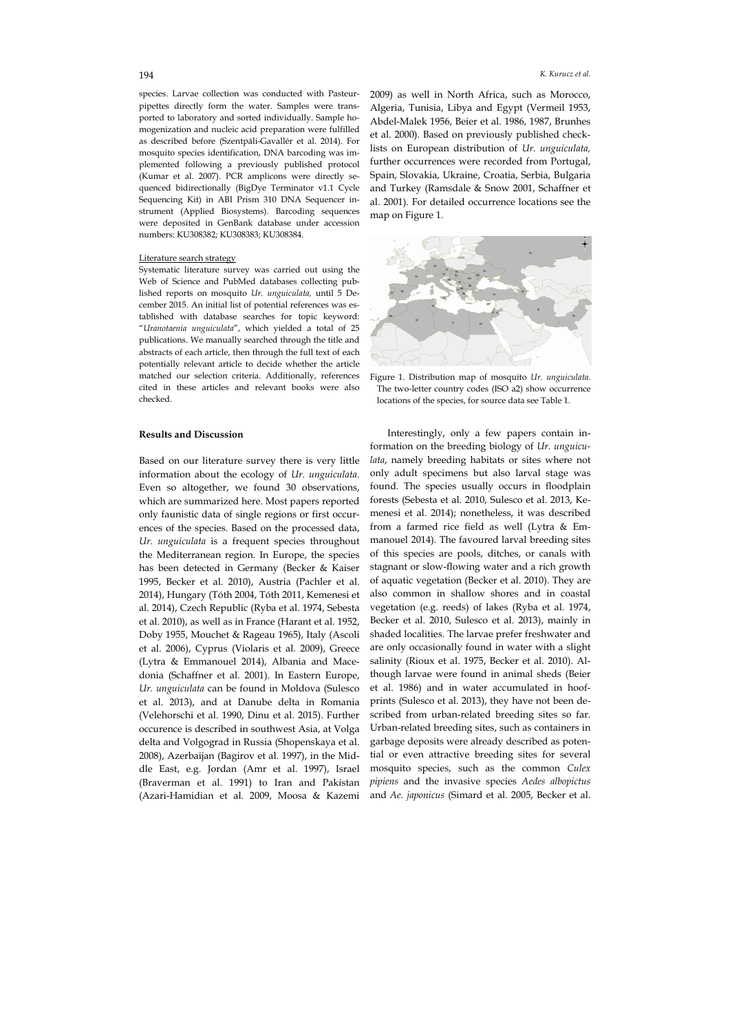species. Larvae collection was conducted with Pasteur-pipettes directly form the water. Samples were transported to laboratory and sorted individually. Sample homogenization and nucleic acid preparation were fulfilled as described before (Szentpáli-Gavallér et al. 2014). For mosquito species identification, DNA barcoding was implemented following a previously published protocol (Kumar et al. 2007). PCR amplicons were directly sequenced bidirectionally (BigDye Terminator v1.1 Cycle Sequencing Kit) in ABI Prism 310 DNA Sequencer instrument (Applied Biosystems). Barcoding sequences were deposited in GenBank database under accession numbers: KU308382; KU308383; KU308384.

Literature search strategy

Systematic literature survey was carried out using the Web of Science and PubMed databases collecting published reports on mosquito *Ur. unguiculata,* until 5 December 2015. An initial list of potential references was established with database searches for topic keyword: "*Uranotaenia unguiculata*", which yielded a total of 25 publications. We manually searched through the title and abstracts of each article, then through the full text of each potentially relevant article to decide whether the article matched our selection criteria. Additionally, references cited in these articles and relevant books were also checked.

**Results and Discussion**

Based on our literature survey there is very little information about the ecology of *Ur. unguiculata*. Even so altogether, we found 30 observations, which are summarized here. Most papers reported only faunistic data of single regions or first occurrences of the species. Based on the processed data, *Ur. unguiculata* is a frequent species throughout the Mediterranean region. In Europe, the species has been detected in Germany (Becker & Kaiser 1995, Becker et al. 2010), Austria (Pachler et al. 2014), Hungary (Tóth 2004, Tóth 2011, Kemenesi et al. 2014), Czech Republic (Ryba et al. 1974, Sebesta et al. 2010), as well as in France (Harant et al. 1952, Doby 1955, Mouchet & Rageau 1965), Italy (Ascoli et al. 2006), Cyprus (Violaris et al. 2009), Greece (Lytra & Emmanouel 2014), Albania and Macedonia (Schaffner et al. 2001). In Eastern Europe, *Ur. unguiculata* can be found in Moldova (Sulesco et al. 2013), and at Danube delta in Romania (Velehorschi et al. 1990, Dinu et al. 2015). Further occurence is described in southwest Asia, at Volga delta and Volgograd in Russia (Shopenskaya et al. 2008), Azerbaijan (Bagirov et al. 1997), in the Middle East, e.g. Jordan (Amr et al. 1997), Israel (Braverman et al. 1991) to Iran and Pakistan (Azari-Hamidian et al. 2009, Moosa & Kazemi 2009) as well in North Africa, such as Morocco, Algeria, Tunisia, Libya and Egypt (Vermeil 1953, Abdel-Malek 1956, Beier et al. 1986, 1987, Brunhes et al. 2000). Based on previously published checklists on European distribution of *Ur. unguiculata,* further occurrences were recorded from Portugal, Spain, Slovakia, Ukraine, Croatia, Serbia, Bulgaria and Turkey (Ramsdale & Snow 2001, Schaffner et al. 2001). For detailed occurrence locations see the map on Figure 1.

Figure 1. Distribution map of mosquito *Ur. unguiculata*. The two-letter country codes (ISO a2) show occurrence locations of the species, for source data see Table 1.

Interestingly, only a few papers contain information on the breeding biology of *Ur. unguiculata*, namely breeding habitats or sites where not only adult specimens but also larval stage was found. The species usually occurs in floodplain forests (Sebesta et al. 2010, Sulesco et al. 2013, Kemenesi et al. 2014); nonetheless, it was described from a farmed rice field as well (Lytra & Emmanouel 2014). The favoured larval breeding sites of this species are pools, ditches, or canals with stagnant or slow-flowing water and a rich growth of aquatic vegetation (Becker et al. 2010). They are also common in shallow shores and in coastal vegetation (e.g. reeds) of lakes (Ryba et al. 1974, Becker et al. 2010, Sulesco et al. 2013), mainly in shaded localities. The larvae prefer freshwater and are only occasionally found in water with a slight salinity (Rioux et al. 1975, Becker et al. 2010). Although larvae were found in animal sheds (Beier et al. 1986) and in water accumulated in hoofprints (Sulesco et al. 2013), they have not been described from urban-related breeding sites so far. Urban-related breeding sites, such as containers in garbage deposits were already described as potential or even attractive breeding sites for several mosquito species, such as the common *Culex pipiens* and the invasive species *Aedes albopictus* and *Ae. japonicus* (Simard et al. 2005, Becker et al.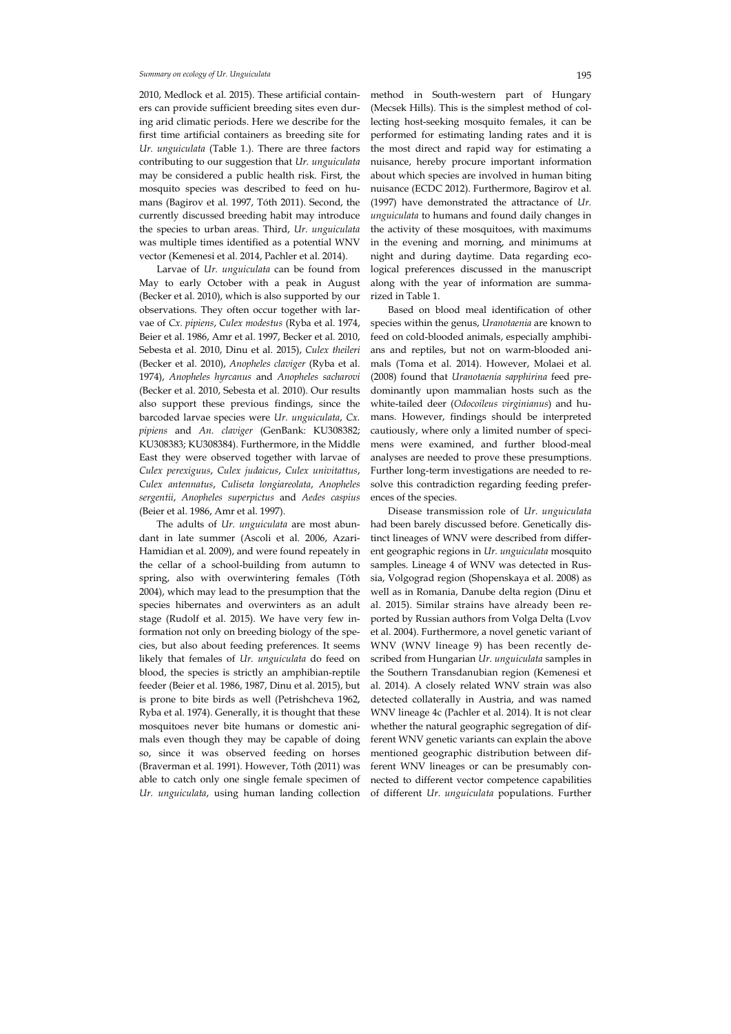2010, Medlock et al. 2015). These artificial containers can provide sufficient breeding sites even during arid climatic periods. Here we describe for the first time artificial containers as breeding site for *Ur. unguiculata* (Table 1.). There are three factors contributing to our suggestion that *Ur. unguiculata* may be considered a public health risk. First, the mosquito species was described to feed on humans (Bagirov et al. 1997, Tóth 2011). Second, the currently discussed breeding habit may introduce the species to urban areas. Third, *Ur. unguiculata* was multiple times identified as a potential WNV vector (Kemenesi et al. 2014, Pachler et al. 2014).

Larvae of *Ur. unguiculata* can be found from May to early October with a peak in August (Becker et al. 2010), which is also supported by our observations. They often occur together with larvae of *Cx. pipiens*, *Culex modestus* (Ryba et al. 1974, Beier et al. 1986, Amr et al. 1997, Becker et al. 2010, Sebesta et al. 2010, Dinu et al. 2015), *Culex theileri* (Becker et al. 2010), *Anopheles claviger* (Ryba et al. 1974), *Anopheles hyrcanus* and *Anopheles sacharovi* (Becker et al. 2010, Sebesta et al. 2010). Our results also support these previous findings, since the barcoded larvae species were *Ur. unguiculata*, *Cx. pipiens* and *An. claviger* (GenBank: KU308382; KU308383; KU308384). Furthermore, in the Middle East they were observed together with larvae of *Culex perexiguus*, *Culex judaicus*, *Culex univitattus*, *Culex antennatus*, *Culiseta longiareolata*, *Anopheles sergentii*, *Anopheles superpictus* and *Aedes caspius* (Beier et al. 1986, Amr et al. 1997).

The adults of *Ur. unguiculata* are most abundant in late summer (Ascoli et al. 2006, Azari-Hamidian et al. 2009), and were found repeatedly in the cellar of a school-building from autumn to spring, also with overwintering females (Tóth 2004), which may lead to the presumption that the species hibernates and overwinters as an adult stage (Rudolf et al. 2015). We have very few information not only on breeding biology of the species, but also about feeding preferences. It seems likely that females of *Ur. unguiculata* do feed on blood, the species is strictly an amphibian-reptile feeder (Beier et al. 1986, 1987, Dinu et al. 2015), but is prone to bite birds as well (Petrishcheva 1962, Ryba et al. 1974). Generally, it is thought that these mosquitoes never bite humans or domestic animals even though they may be capable of doing so, since it was observed feeding on horses (Braverman et al. 1991). However, Tóth (2011) was able to catch only one single female specimen of *Ur. unguiculata*, using human landing collection method in South-western part of Hungary (Mecsek Hills). This is the simplest method of collecting host-seeking mosquito females, it can be performed for estimating landing rates and it is the most direct and rapid way for estimating a nuisance, hereby procure important information about which species are involved in human biting nuisance (ECDC 2012). Furthermore, Bagirov et al. (1997) have demonstrated the attractance of *Ur. unguiculata* to humans and found daily changes in the activity of these mosquitoes, with maximums in the evening and morning, and minimums at night and during daytime. Data regarding ecological preferences discussed in the manuscript along with the year of information are summarized in Table 1.

Based on blood meal identification of other species within the genus, *Uranotaenia* are known to feed on cold-blooded animals, especially amphibians and reptiles, but not on warm-blooded animals (Toma et al. 2014). However, Molaei et al. (2008) found that *Uranotaenia sapphirina* feed predominantly upon mammalian hosts such as the white-tailed deer (*Odocoileus virginianus*) and humans. However, findings should be interpreted cautiously, where only a limited number of specimens were examined, and further blood-meal analyses are needed to prove these presumptions. Further long-term investigations are needed to resolve this contradiction regarding feeding preferences of the species.

Disease transmission role of *Ur. unguiculata* had been barely discussed before. Genetically distinct lineages of WNV were described from different geographic regions in *Ur. unguiculata* mosquito samples. Lineage 4 of WNV was detected in Russia, Volgograd region (Shopenskaya et al. 2008) as well as in Romania, Danube delta region (Dinu et al. 2015). Similar strains have already been reported by Russian authors from Volga Delta (Lvov et al. 2004). Furthermore, a novel genetic variant of WNV (WNV lineage 9) has been recently described from Hungarian *Ur. unguiculata* samples in the Southern Transdanubian region (Kemenesi et al. 2014). A closely related WNV strain was also detected collaterally in Austria, and was named WNV lineage 4c (Pachler et al. 2014). It is not clear whether the natural geographic segregation of different WNV genetic variants can explain the above mentioned geographic distribution between different WNV lineages or can be presumably connected to different vector competence capabilities of different *Ur. unguiculata* populations. Further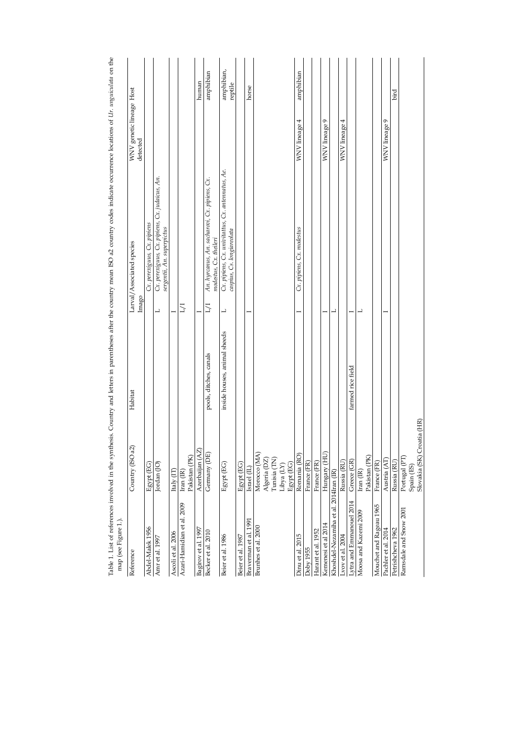Table 1. List of references involved in the synthesis. Country and letters in parentheses after the country mean ISO a2 country codes indicate occurrence locations of *Ur. unguiculata* on the map (see Figure 1.).

| Reference | Country (ISO a2) | Habitat | Larval/Imago | Associated species | WNV genetic lineage detected | Host |
|---|---|---|---|---|---|---|
| Abdel-Malek 1956 | Egypt (EG) | | | *Cx. perexiguus, Cx. pipiens* | | |
| Amr et al. 1997 | Jordan (JO) | | L | *Cx. perexiguus, Cx. pipiens, Cx. judaicus, An. sergentii, An. superpictus* | | |
| Ascoli et al. 2006 | Italy (IT) | | I | | | |
| Azari-Hamidian et al. 2009 | Iran (IR)<br>Pakistan (PK) | | L/I | | | |
| Bagirov et al. 1997 | Azerbaijan (AZ) | | I | | | human |
| Becker et al. 2010 | Germany (DE) | pools, ditches, canals | L/I | *An. hyrcanus, An. sacharovi, Cx. pipiens, Cx. modestus, Cx. theileri* | | amphibian |
| Beier et al. 1986 | Egypt (EG) | inside houses, animal sheeds | L | *Cx. pipiens, Cx. univittatus, Cx. antennatus, Ae. caspius, Cs. longiareolata* | | amphibian, reptile |
| Beier et al. 1987 | Egypt (EG) | | | | | |
| Braverman et al. 1991 | Israel (IL) | | I | | | horse |
| Brunhes et al. 2000 | Morocco (MA)<br>Algeria (DZ)<br>Tunisia (TN)<br>Libya (LY)<br>Egypt (EG) | | | | | |
| Dinu et al. 2015 | Romania (RO) | | I | *Cx. pipiens, Cx. modestus* | WNV lineage 4 | amphibian |
| Doby 1955 | France (FR) | | | | | |
| Harant et al. 1952 | France (FR) | | | | | |
| Kemenesi et al 2014 | Hungary (HU) | | I | | WNV lineage 9 | |
| Khoshdel-Nezamiha et al. 2014 | Iran (IR) | | L | | | |
| Lvov et al. 2004 | Russia (RU) | | | | WNV lineage 4 | |
| Lytra and Emmanouel 2014 | Greece (GR) | farmed rice field | I | | | |
| Moosa and Kazemi 2009 | Iran (IR)<br>Pakistan (PK) | | L | | | |
| Mouchet and Rageau 1965 | France (FR) | | | | | |
| Pachler et al. 2014 | Austria (AT) | | I | | WNV lineage 9 | |
| Petrishcheva 1962 | Russia (RU) | | | | | bird |
| Ramsdale and Snow 2001 | Portugal (PT)<br>Spain (ES)<br>Slovakia (SK) Croatia (HR) | | | | | |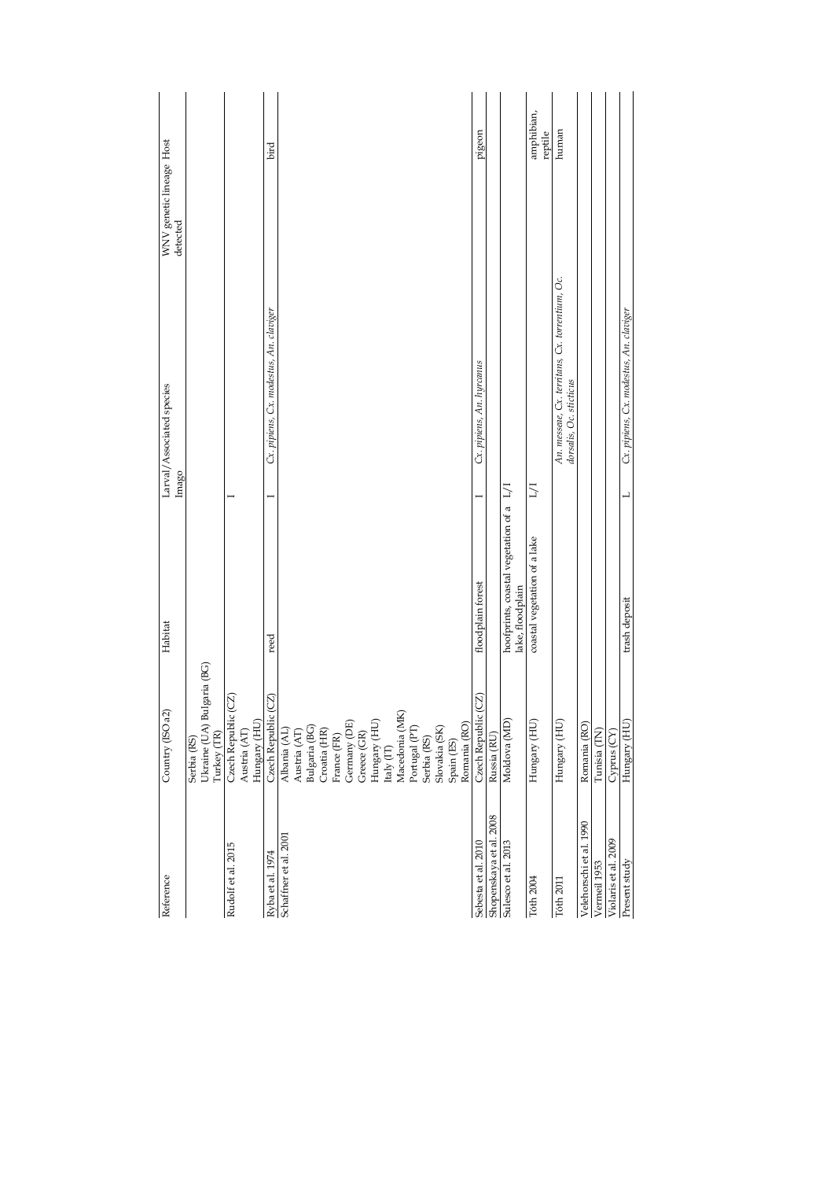| Reference | Country (ISO a2) | Habitat | Larval/Associated species Imago | | WNV genetic lineage detected | Host |
|---|---|---|---|---|---|---|
| | Serbia (RS)<br>Ukraine (UA) Bulgaria (BG)<br>Turkey (TR) | | | | | |
| Rudolf et al. 2015 | Czech Republic (CZ)<br>Austria (AT)<br>Hungary (HU) | | I | | | |
| Ryba et al. 1974 | Czech Republic (CZ) | reed | I | *Cx. pipiens, Cx. modestus, An. claviger* | | bird |
| Schaffner et al. 2001 | Albania (AL)<br>Austria (AT)<br>Bulgaria (BG)<br>Croatia (HR)<br>France (FR)<br>Germany (DE)<br>Greece (GR)<br>Hungary (HU)<br>Italy (IT)<br>Macedonia (MK)<br>Portugal (PT)<br>Serbia (RS)<br>Slovakia (SK)<br>Spain (ES)<br>Romania (RO) | | | | | |
| Sebesta et al. 2010 | Czech Republic (CZ) | floodplain forest | I | *Cx. pipiens, An. hyrcanus* | | pigeon |
| Shopenskaya et al. 2008 | Russia (RU) | | | | | |
| Sulesco et al. 2013 | Moldova (MD) | hoofprints, coastal vegetation of a lake, floodplain | L/I | | | |
| Tóth 2004 | Hungary (HU) | coastal vegetation of a lake | L/I | | | amphibian, reptile |
| Tóth 2011 | Hungary (HU) | | | *An. messeae, Cx. territans, Cx. torrentium, Oc. dorsalis, Oc. sticticus* | | human |
| Velehorschi et al. 1990 | Romania (RO) | | | | | |
| Vermeil 1953 | Tunisia (TN) | | | | | |
| Violaris et al. 2009 | Cyprus (CY) | | | | | |
| Present study | Hungary (HU) | trash deposit | L | *Cx. pipiens, Cx. modestus, An. claviger* | | |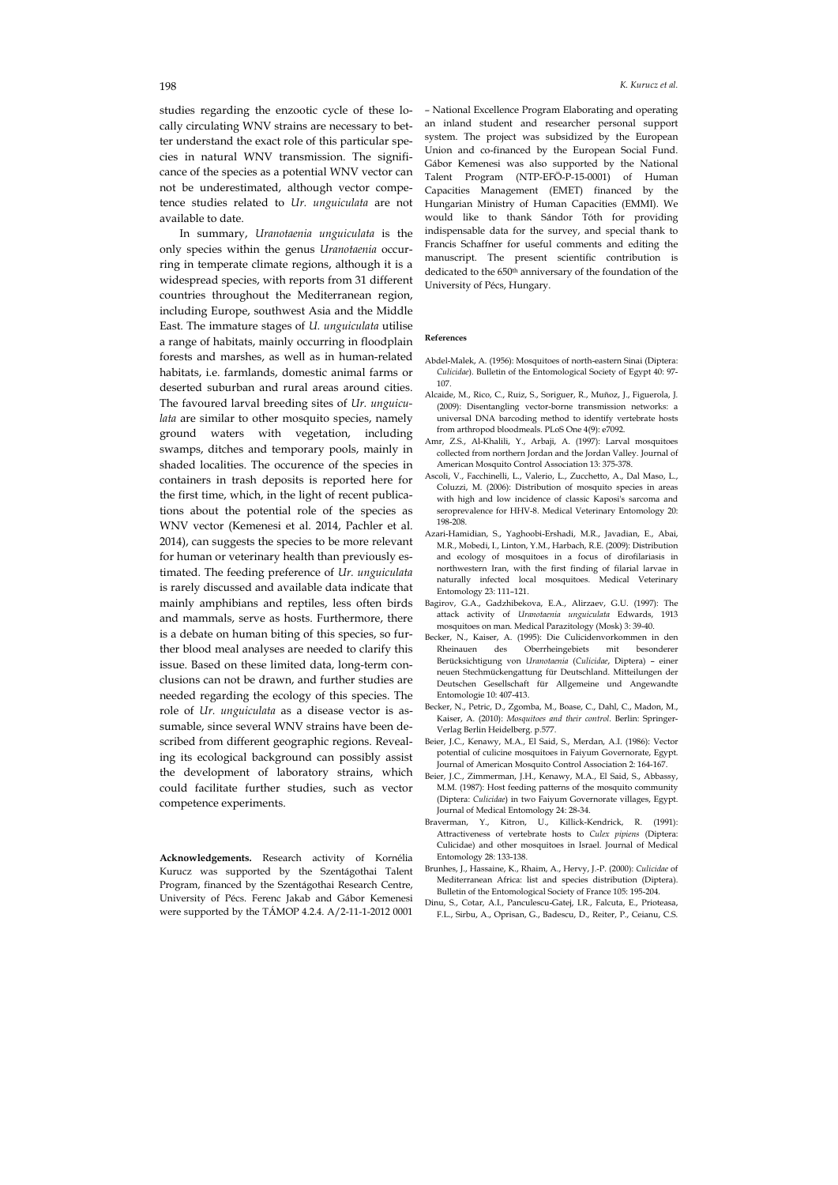studies regarding the enzootic cycle of these locally circulating WNV strains are necessary to better understand the exact role of this particular species in natural WNV transmission. The significance of the species as a potential WNV vector can not be underestimated, although vector competence studies related to *Ur. unguiculata* are not available to date.

In summary, *Uranotaenia unguiculata* is the only species within the genus *Uranotaenia* occurring in temperate climate regions, although it is a widespread species, with reports from 31 different countries throughout the Mediterranean region, including Europe, southwest Asia and the Middle East. The immature stages of *U. unguiculata* utilise a range of habitats, mainly occurring in floodplain forests and marshes, as well as in human-related habitats, i.e. farmlands, domestic animal farms or deserted suburban and rural areas around cities. The favoured larval breeding sites of *Ur. unguiculata* are similar to other mosquito species, namely ground waters with vegetation, including swamps, ditches and temporary pools, mainly in shaded localities. The occurence of the species in containers in trash deposits is reported here for the first time, which, in the light of recent publications about the potential role of the species as WNV vector (Kemenesi et al. 2014, Pachler et al. 2014), can suggests the species to be more relevant for human or veterinary health than previously estimated. The feeding preference of *Ur. unguiculata* is rarely discussed and available data indicate that mainly amphibians and reptiles, less often birds and mammals, serve as hosts. Furthermore, there is a debate on human biting of this species, so further blood meal analyses are needed to clarify this issue. Based on these limited data, long-term conclusions can not be drawn, and further studies are needed regarding the ecology of this species. The role of *Ur. unguiculata* as a disease vector is assumable, since several WNV strains have been described from different geographic regions. Revealing its ecological background can possibly assist the development of laboratory strains, which could facilitate further studies, such as vector competence experiments.

**Acknowledgements.** Research activity of Kornélia Kurucz was supported by the Szentágothai Talent Program, financed by the Szentágothai Research Centre, University of Pécs. Ferenc Jakab and Gábor Kemenesi were supported by the TÁMOP 4.2.4. A/2-11-1-2012 0001 – National Excellence Program Elaborating and operating an inland student and researcher personal support system. The project was subsidized by the European Union and co-financed by the European Social Fund. Gábor Kemenesi was also supported by the National Talent Program (NTP-EFÖ-P-15-0001) of Human Capacities Management (EMET) financed by the Hungarian Ministry of Human Capacities (EMMI). We would like to thank Sándor Tóth for providing indispensable data for the survey, and special thank to Francis Schaffner for useful comments and editing the manuscript. The present scientific contribution is dedicated to the 650th anniversary of the foundation of the University of Pécs, Hungary.

#### References

Abdel-Malek, A. (1956): Mosquitoes of north-eastern Sinai (Diptera: *Culicidae*). Bulletin of the Entomological Society of Egypt 40: 97-107.

Alcaide, M., Rico, C., Ruiz, S., Soriguer, R., Muñoz, J., Figuerola, J. (2009): Disentangling vector-borne transmission networks: a universal DNA barcoding method to identify vertebrate hosts from arthropod bloodmeals. PLoS One 4(9): e7092.

Amr, Z.S., Al-Khalili, Y., Arbaji, A. (1997): Larval mosquitoes collected from northern Jordan and the Jordan Valley. Journal of American Mosquito Control Association 13: 375-378.

Ascoli, V., Facchinelli, L., Valerio, L., Zucchetto, A., Dal Maso, L., Coluzzi, M. (2006): Distribution of mosquito species in areas with high and low incidence of classic Kaposi's sarcoma and seroprevalence for HHV-8. Medical Veterinary Entomology 20: 198-208.

Azari-Hamidian, S., Yaghoobi-Ershadi, M.R., Javadian, E., Abai, M.R., Mobedi, I., Linton, Y.M., Harbach, R.E. (2009): Distribution and ecology of mosquitoes in a focus of dirofilariasis in northwestern Iran, with the first finding of filarial larvae in naturally infected local mosquitoes. Medical Veterinary Entomology 23: 111–121.

Bagirov, G.A., Gadzhibekova, E.A., Alirzaev, G.U. (1997): The attack activity of *Uranotaenia unguiculata* Edwards, 1913 mosquitoes on man. Medical Parazitology (Mosk) 3: 39-40.

Becker, N., Kaiser, A. (1995): Die Culicidenvorkommen in den Rheinauen des Oberrheingebiets mit besonderer Berücksichtigung von *Uranotaenia* (*Culicidae*, Diptera) – einer neuen Stechmückengattung für Deutschland. Mitteilungen der Deutschen Gesellschaft für Allgemeine und Angewandte Entomologie 10: 407-413.

Becker, N., Petric, D., Zgomba, M., Boase, C., Dahl, C., Madon, M., Kaiser, A. (2010): *Mosquitoes and their control*. Berlin: Springer-Verlag Berlin Heidelberg. p.577.

Beier, J.C., Kenawy, M.A., El Said, S., Merdan, A.I. (1986): Vector potential of culicine mosquitoes in Faiyum Governorate, Egypt. Journal of American Mosquito Control Association 2: 164-167.

Beier, J.C., Zimmerman, J.H., Kenawy, M.A., El Said, S., Abbassy, M.M. (1987): Host feeding patterns of the mosquito community (Diptera: *Culicidae*) in two Faiyum Governorate villages, Egypt. Journal of Medical Entomology 24: 28-34.

Braverman, Y., Kitron, U., Killick-Kendrick, R. (1991): Attractiveness of vertebrate hosts to *Culex pipiens* (Diptera: Culicidae) and other mosquitoes in Israel. Journal of Medical Entomology 28: 133-138.

Brunhes, J., Hassaine, K., Rhaim, A., Hervy, J.-P. (2000): *Culicidae* of Mediterranean Africa: list and species distribution (Diptera). Bulletin of the Entomological Society of France 105: 195-204.

Dinu, S., Cotar, A.I., Panculescu-Gatej, I.R., Falcuta, E., Prioteasa, F.L., Sirbu, A., Oprisan, G., Badescu, D., Reiter, P., Ceianu, C.S.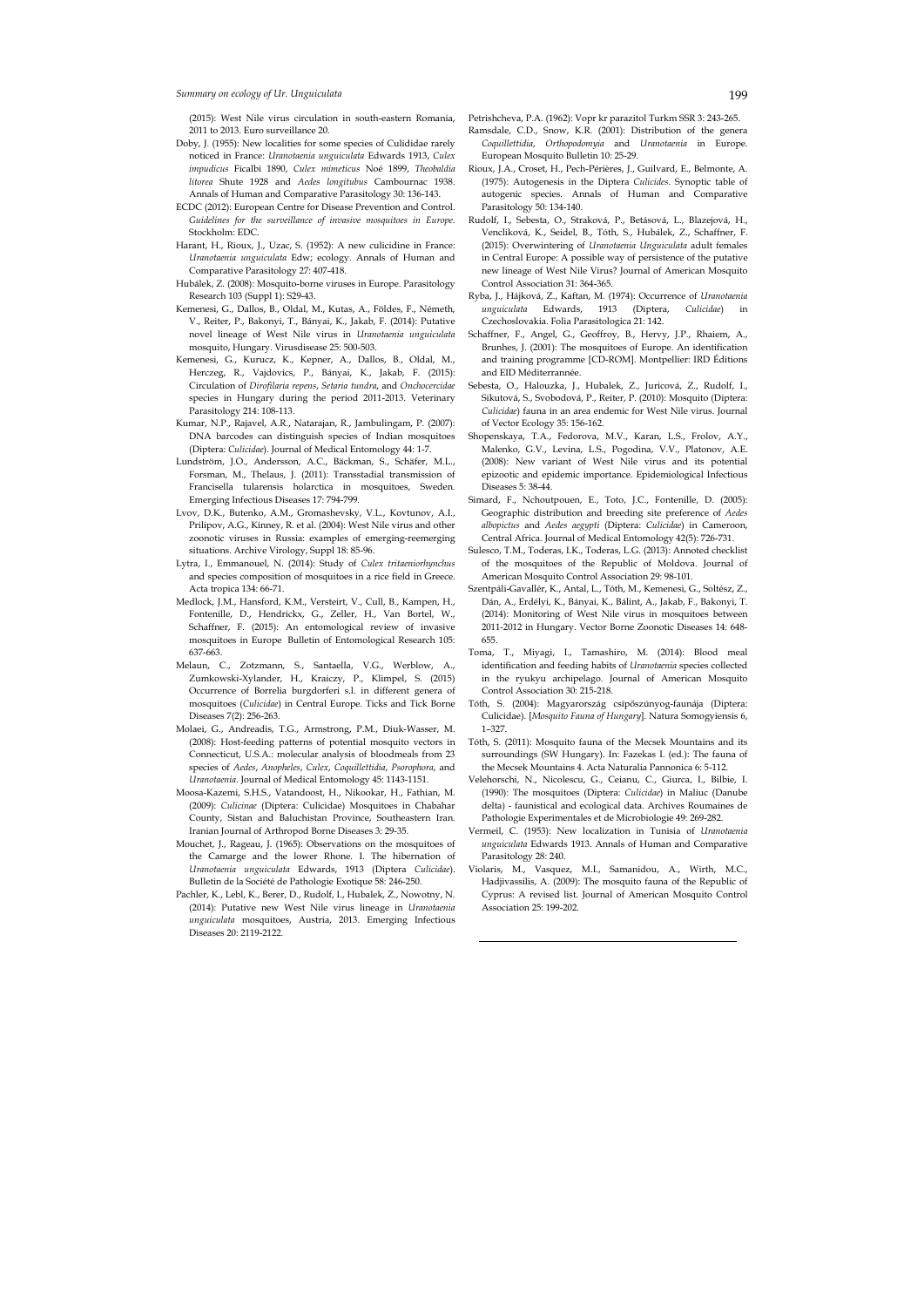(2015): West Nile virus circulation in south-eastern Romania, 2011 to 2013. Euro surveillance 20.

Doby, J. (1955): New localities for some species of Culididae rarely noticed in France: *Uranotaenia unguiculata* Edwards 1913, *Culex impudicus* Ficalbi 1890, *Culex mimeticus* Noé 1899, *Theobaldia litorea* Shute 1928 and *Aedes longitubus* Cambournac 1938. Annals of Human and Comparative Parasitology 30: 136-143.

ECDC (2012): European Centre for Disease Prevention and Control. *Guidelines for the surveillance of invasive mosquitoes in Europe*. Stockholm: EDC.

Harant, H., Rioux, J., Uzac, S. (1952): A new culicidine in France: *Uranotaenia unguiculata* Edw; ecology. Annals of Human and Comparative Parasitology 27: 407-418.

Hubálek, Z. (2008): Mosquito-borne viruses in Europe. Parasitology Research 103 (Suppl 1): S29-43.

Kemenesi, G., Dallos, B., Oldal, M., Kutas, A., Földes, F., Németh, V., Reiter, P., Bakonyi, T., Bányai, K., Jakab, F. (2014): Putative novel lineage of West Nile virus in *Uranotaenia unguiculata* mosquito, Hungary. Virusdisease 25: 500-503.

Kemenesi, G., Kurucz, K., Kepner, A., Dallos, B., Oldal, M., Herczeg, R., Vajdovics, P., Bányai, K., Jakab, F. (2015): Circulation of *Dirofilaria repens*, *Setaria tundra*, and *Onchocercidae* species in Hungary during the period 2011-2013. Veterinary Parasitology 214: 108-113.

Kumar, N.P., Rajavel, A.R., Natarajan, R., Jambulingam, P. (2007): DNA barcodes can distinguish species of Indian mosquitoes (Diptera: *Culicidae*). Journal of Medical Entomology 44: 1-7.

Lundström, J.O., Andersson, A.C., Bäckman, S., Schäfer, M.L., Forsman, M., Thelaus, J. (2011): Transstadial transmission of Francisella tularensis holarctica in mosquitoes, Sweden. Emerging Infectious Diseases 17: 794-799.

Lvov, D.K., Butenko, A.M., Gromashevsky, V.L., Kovtunov, A.I., Prilipov, A.G., Kinney, R. et al. (2004): West Nile virus and other zoonotic viruses in Russia: examples of emerging-reemerging situations. Archive Virology, Suppl 18: 85-96.

Lytra, I., Emmanouel, N. (2014): Study of *Culex tritaeniorhynchus* and species composition of mosquitoes in a rice field in Greece. Acta tropica 134: 66-71.

Medlock, J.M., Hansford, K.M., Versteirt, V., Cull, B., Kampen, H., Fontenille, D., Hendrickx, G., Zeller, H., Van Bortel, W., Schaffner, F. (2015): An entomological review of invasive mosquitoes in Europe Bulletin of Entomological Research 105: 637-663.

Melaun, C., Zotzmann, S., Santaella, V.G., Werblow, A., Zumkowski-Xylander, H., Kraiczy, P., Klimpel, S. (2015) Occurrence of Borrelia burgdorferi s.l. in different genera of mosquitoes (*Culicidae*) in Central Europe. Ticks and Tick Borne Diseases 7(2): 256-263.

Molaei, G., Andreadis, T.G., Armstrong, P.M., Diuk-Wasser, M. (2008): Host-feeding patterns of potential mosquito vectors in Connecticut, U.S.A.: molecular analysis of bloodmeals from 23 species of *Aedes*, *Anopheles*, *Culex*, *Coquillettidia*, *Psorophora*, and *Uranotaenia*. Journal of Medical Entomology 45: 1143-1151.

Moosa-Kazemi, S.H.S., Vatandoost, H., Nikookar, H., Fathian, M. (2009): *Culicinae* (Diptera: Culicidae) Mosquitoes in Chabahar County, Sistan and Baluchistan Province, Southeastern Iran. Iranian Journal of Arthropod Borne Diseases 3: 29-35.

Mouchet, J., Rageau, J. (1965): Observations on the mosquitoes of the Camarge and the lower Rhone. I. The hibernation of *Uranotaenia unguiculata* Edwards, 1913 (Diptera *Culicidae*). Bulletin de la Société de Pathologie Exotique 58: 246-250.

Pachler, K., Lebl, K., Berer, D., Rudolf, I., Hubalek, Z., Nowotny, N. (2014): Putative new West Nile virus lineage in *Uranotaenia unguiculata* mosquitoes, Austria, 2013. Emerging Infectious Diseases 20: 2119-2122.

Petrishcheva, P.A. (1962): Vopr kr parazitol Turkm SSR 3: 243-265.

Ramsdale, C.D., Snow, K.R. (2001): Distribution of the genera *Coquillettidia*, *Orthopodomyia* and *Uranotaenia* in Europe. European Mosquito Bulletin 10: 25-29.

Rioux, J.A., Croset, H., Pech-Périères, J., Guilvard, E., Belmonte, A. (1975): Autogenesis in the Diptera *Culicides*. Synoptic table of autogenic species. Annals of Human and Comparative Parasitology 50: 134-140.

Rudolf, I., Sebesta, O., Straková, P., Betásová, L., Blazejová, H., Venclíková, K., Seidel, B., Tóth, S., Hubálek, Z., Schaffner, F. (2015): Overwintering of *Uranotaenia Unguiculata* adult females in Central Europe: A possible way of persistence of the putative new lineage of West Nile Virus? Journal of American Mosquito Control Association 31: 364-365.

Ryba, J., Hájková, Z., Kaftan, M. (1974): Occurrence of *Uranotaenia unguiculata* Edwards, 1913 (Diptera, *Culicidae*) in Czechoslovakia. Folia Parasitologica 21: 142.

Schaffner, F., Angel, G., Geoffroy, B., Hervy, J.P., Rhaiem, A., Brunhes, J. (2001): The mosquitoes of Europe. An identification and training programme [CD-ROM]. Montpellier: IRD Éditions and EID Méditerrannée.

Sebesta, O., Halouzka, J., Hubalek, Z., Juricová, Z., Rudolf, I., Sikutová, S., Svobodová, P., Reiter, P. (2010): Mosquito (Diptera: *Culicidae*) fauna in an area endemic for West Nile virus. Journal of Vector Ecology 35: 156-162.

Shopenskaya, T.A., Fedorova, M.V., Karan, L.S., Frolov, A.Y., Malenko, G.V., Levina, L.S., Pogodina, V.V., Platonov, A.E. (2008): New variant of West Nile virus and its potential epizootic and epidemic importance. Epidemiological Infectious Diseases 5: 38-44.

Simard, F., Nchoutpouen, E., Toto, J.C., Fontenille, D. (2005): Geographic distribution and breeding site preference of *Aedes albopictus* and *Aedes aegypti* (Diptera: *Culicidae*) in Cameroon, Central Africa. Journal of Medical Entomology 42(5): 726-731.

Sulesco, T.M., Toderas, I.K., Toderas, L.G. (2013): Annoted checklist of the mosquitoes of the Republic of Moldova. Journal of American Mosquito Control Association 29: 98-101.

Szentpáli-Gavallér, K., Antal, L., Tóth, M., Kemenesi, G., Soltész, Z., Dán, A., Erdélyi, K., Bányai, K., Bálint, A., Jakab, F., Bakonyi, T. (2014): Monitoring of West Nile virus in mosquitoes between 2011-2012 in Hungary. Vector Borne Zoonotic Diseases 14: 648-655.

Toma, T., Miyagi, I., Tamashiro, M. (2014): Blood meal identification and feeding habits of *Uranotaenia* species collected in the ryukyu archipelago. Journal of American Mosquito Control Association 30: 215-218.

Tóth, S. (2004): Magyarország csípőszúnyog-faunája (Diptera: Culicidae). [*Mosquito Fauna of Hungary*]. Natura Somogyiensis 6, 1–327.

Tóth, S. (2011): Mosquito fauna of the Mecsek Mountains and its surroundings (SW Hungary). In: Fazekas I. (ed.): The fauna of the Mecsek Mountains 4. Acta Naturalia Pannonica 6: 5-112.

Velehorschi, N., Nicolescu, G., Ceianu, C., Giurca, I., Bilbie, I. (1990): The mosquitoes (Diptera: *Culicidae*) in Maliuc (Danube delta) - faunistical and ecological data. Archives Roumaines de Pathologie Experimentales et de Microbiologie 49: 269-282.

Vermeil, C. (1953): New localization in Tunisia of *Uranotaenia unguiculata* Edwards 1913. Annals of Human and Comparative Parasitology 28: 240.

Violaris, M., Vasquez, M.I., Samanidou, A., Wirth, M.C., Hadjivassilis, A. (2009): The mosquito fauna of the Republic of Cyprus: A revised list. Journal of American Mosquito Control Association 25: 199-202.